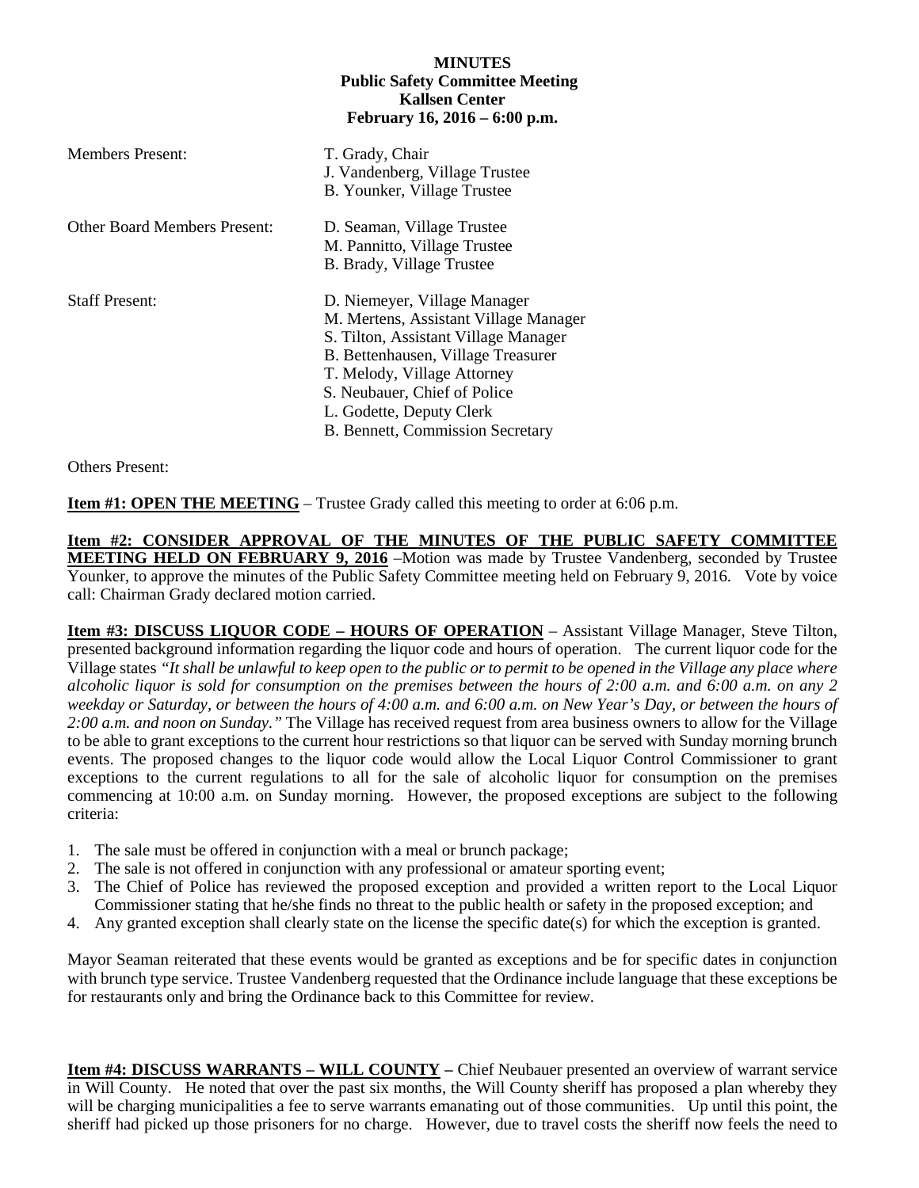**MINUTES**
**Public Safety Committee Meeting**
**Kallsen Center**
**February 16, 2016 – 6:00 p.m.**

Members Present: T. Grady, Chair
J. Vandenberg, Village Trustee
B. Younker, Village Trustee

Other Board Members Present: D. Seaman, Village Trustee
M. Pannitto, Village Trustee
B. Brady, Village Trustee

Staff Present: D. Niemeyer, Village Manager
M. Mertens, Assistant Village Manager
S. Tilton, Assistant Village Manager
B. Bettenhausen, Village Treasurer
T. Melody, Village Attorney
S. Neubauer, Chief of Police
L. Godette, Deputy Clerk
B. Bennett, Commission Secretary

Others Present:

**Item #1: OPEN THE MEETING** – Trustee Grady called this meeting to order at 6:06 p.m.

**Item #2: CONSIDER APPROVAL OF THE MINUTES OF THE PUBLIC SAFETY COMMITTEE MEETING HELD ON FEBRUARY 9, 2016** –Motion was made by Trustee Vandenberg, seconded by Trustee Younker, to approve the minutes of the Public Safety Committee meeting held on February 9, 2016. Vote by voice call: Chairman Grady declared motion carried.

**Item #3: DISCUSS LIQUOR CODE – HOURS OF OPERATION** – Assistant Village Manager, Steve Tilton, presented background information regarding the liquor code and hours of operation. The current liquor code for the Village states *"It shall be unlawful to keep open to the public or to permit to be opened in the Village any place where alcoholic liquor is sold for consumption on the premises between the hours of 2:00 a.m. and 6:00 a.m. on any 2 weekday or Saturday, or between the hours of 4:00 a.m. and 6:00 a.m. on New Year's Day, or between the hours of 2:00 a.m. and noon on Sunday."* The Village has received request from area business owners to allow for the Village to be able to grant exceptions to the current hour restrictions so that liquor can be served with Sunday morning brunch events. The proposed changes to the liquor code would allow the Local Liquor Control Commissioner to grant exceptions to the current regulations to all for the sale of alcoholic liquor for consumption on the premises commencing at 10:00 a.m. on Sunday morning. However, the proposed exceptions are subject to the following criteria:

1. The sale must be offered in conjunction with a meal or brunch package;
2. The sale is not offered in conjunction with any professional or amateur sporting event;
3. The Chief of Police has reviewed the proposed exception and provided a written report to the Local Liquor Commissioner stating that he/she finds no threat to the public health or safety in the proposed exception; and
4. Any granted exception shall clearly state on the license the specific date(s) for which the exception is granted.

Mayor Seaman reiterated that these events would be granted as exceptions and be for specific dates in conjunction with brunch type service. Trustee Vandenberg requested that the Ordinance include language that these exceptions be for restaurants only and bring the Ordinance back to this Committee for review.

**Item #4: DISCUSS WARRANTS – WILL COUNTY –** Chief Neubauer presented an overview of warrant service in Will County. He noted that over the past six months, the Will County sheriff has proposed a plan whereby they will be charging municipalities a fee to serve warrants emanating out of those communities. Up until this point, the sheriff had picked up those prisoners for no charge. However, due to travel costs the sheriff now feels the need to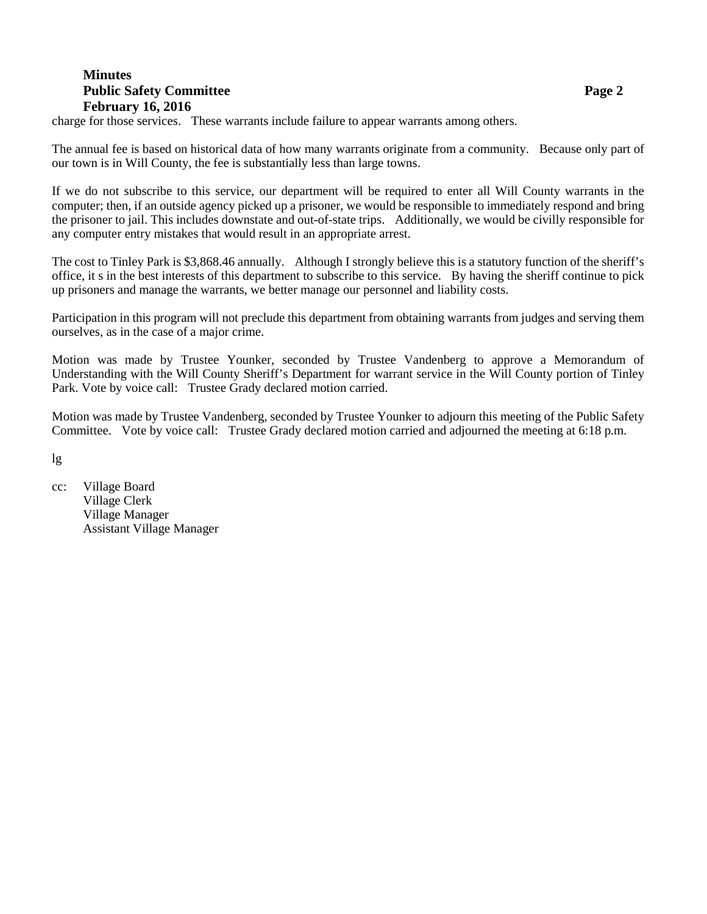charge for those services. These warrants include failure to appear warrants among others.

The annual fee is based on historical data of how many warrants originate from a community. Because only part of our town is in Will County, the fee is substantially less than large towns.

If we do not subscribe to this service, our department will be required to enter all Will County warrants in the computer; then, if an outside agency picked up a prisoner, we would be responsible to immediately respond and bring the prisoner to jail. This includes downstate and out-of-state trips. Additionally, we would be civilly responsible for any computer entry mistakes that would result in an appropriate arrest.

The cost to Tinley Park is $3,868.46 annually. Although I strongly believe this is a statutory function of the sheriff's office, it s in the best interests of this department to subscribe to this service. By having the sheriff continue to pick up prisoners and manage the warrants, we better manage our personnel and liability costs.

Participation in this program will not preclude this department from obtaining warrants from judges and serving them ourselves, as in the case of a major crime.

Motion was made by Trustee Younker, seconded by Trustee Vandenberg to approve a Memorandum of Understanding with the Will County Sheriff's Department for warrant service in the Will County portion of Tinley Park. Vote by voice call: Trustee Grady declared motion carried.

Motion was made by Trustee Vandenberg, seconded by Trustee Younker to adjourn this meeting of the Public Safety Committee. Vote by voice call: Trustee Grady declared motion carried and adjourned the meeting at 6:18 p.m.

lg

cc: Village Board
Village Clerk
Village Manager
Assistant Village Manager